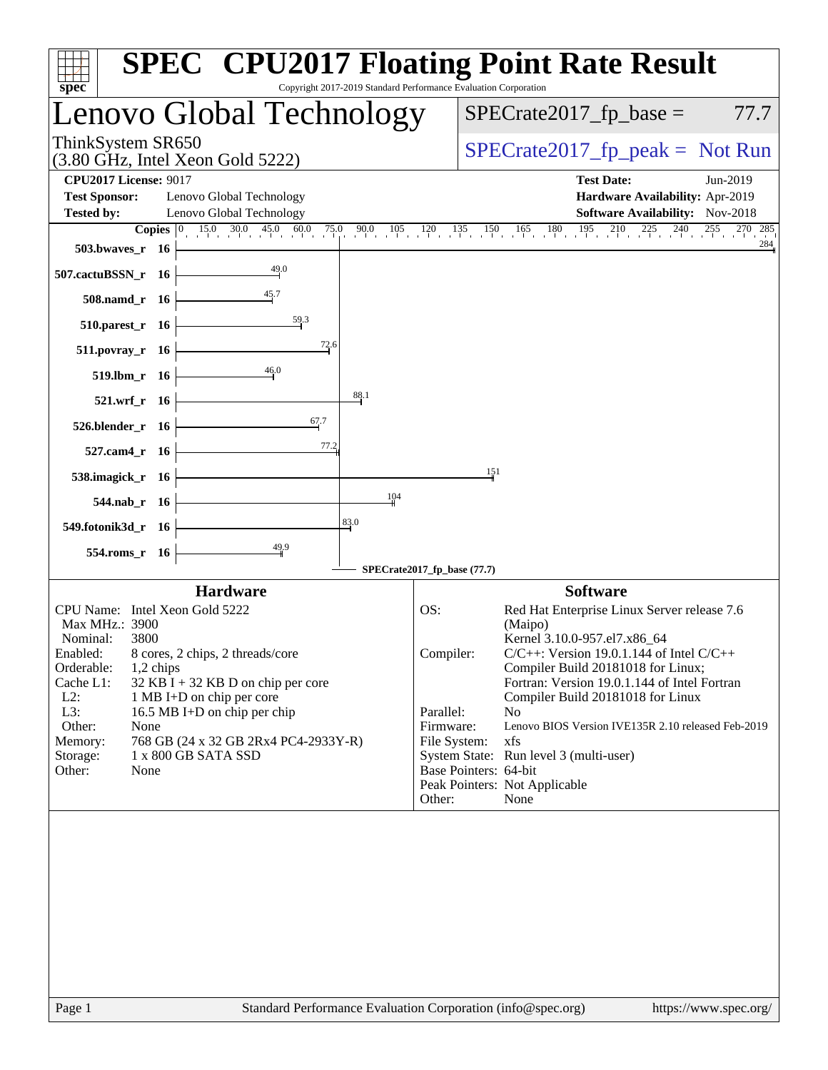# SPEC CPU2017 Floating Point Rate Result

Copyright 2017-2019 Standard Performance Evaluation Corporation

## Lenovo Global Technology

ThinkSystem SR650
(3.80 GHz, Intel Xeon Gold 5222)

SPECrate2017_fp_base = 77.7

SPECrate2017_fp_peak = Not Run

**CPU2017 License:** 9017
**Test Sponsor:** Lenovo Global Technology
**Tested by:** Lenovo Global Technology

**Test Date:** Jun-2019
**Hardware Availability:** Apr-2019
**Software Availability:** Nov-2018

| Benchmark | Copies | Base Ratio |
|---|---|---|
| 503.bwaves_r | 16 | 284 |
| 507.cactuBSSN_r | 16 | 49.0 |
| 508.namd_r | 16 | 45.7 |
| 510.parest_r | 16 | 59.3 |
| 511.povray_r | 16 | 72.6 |
| 519.lbm_r | 16 | 46.0 |
| 521.wrf_r | 16 | 88.1 |
| 526.blender_r | 16 | 67.7 |
| 527.cam4_r | 16 | 77.2 |
| 538.imagick_r | 16 | 151 |
| 544.nab_r | 16 | 104 |
| 549.fotonik3d_r | 16 | 83.0 |
| 554.roms_r | 16 | 49.9 |

SPECrate2017_fp_base (77.7)

### Hardware

| | |
|---|---|
| CPU Name: | Intel Xeon Gold 5222 |
| Max MHz.: | 3900 |
| Nominal: | 3800 |
| Enabled: | 8 cores, 2 chips, 2 threads/core |
| Orderable: | 1,2 chips |
| Cache L1: | 32 KB I + 32 KB D on chip per core |
| L2: | 1 MB I+D on chip per core |
| L3: | 16.5 MB I+D on chip per chip |
| Other: | None |
| Memory: | 768 GB (24 x 32 GB 2Rx4 PC4-2933Y-R) |
| Storage: | 1 x 800 GB SATA SSD |
| Other: | None |

### Software

| | |
|---|---|
| OS: | Red Hat Enterprise Linux Server release 7.6 (Maipo) Kernel 3.10.0-957.el7.x86_64 |
| Compiler: | C/C++: Version 19.0.1.144 of Intel C/C++ Compiler Build 20181018 for Linux; Fortran: Version 19.0.1.144 of Intel Fortran Compiler Build 20181018 for Linux |
| Parallel: | No |
| Firmware: | Lenovo BIOS Version IVE135R 2.10 released Feb-2019 |
| File System: | xfs |
| System State: | Run level 3 (multi-user) |
| Base Pointers: | 64-bit |
| Peak Pointers: | Not Applicable |
| Other: | None |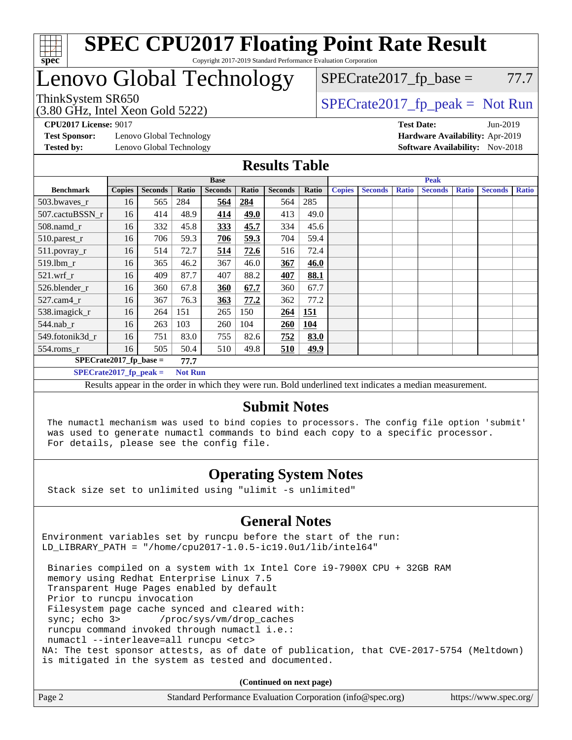# SPEC CPU2017 Floating Point Rate Result

Copyright 2017-2019 Standard Performance Evaluation Corporation

# Lenovo Global Technology

ThinkSystem SR650
(3.80 GHz, Intel Xeon Gold 5222)

SPECrate2017_fp_base = 77.7

SPECrate2017_fp_peak = Not Run

**CPU2017 License:** 9017
**Test Sponsor:** Lenovo Global Technology
**Tested by:** Lenovo Global Technology

**Test Date:** Jun-2019
**Hardware Availability:** Apr-2019
**Software Availability:** Nov-2018

## Results Table

| | Base | | | | | | | Peak | | | | | | |
|---|---|---|---|---|---|---|---|---|---|---|---|---|---|---|
| **Benchmark** | **Copies** | **Seconds** | **Ratio** | **Seconds** | **Ratio** | **Seconds** | **Ratio** | **Copies** | **Seconds** | **Ratio** | **Seconds** | **Ratio** | **Seconds** | **Ratio** |
| 503.bwaves_r | 16 | 565 | 284 | **564** | **284** | 564 | 285 | | | | | | | |
| 507.cactuBSSN_r | 16 | 414 | 48.9 | **414** | **49.0** | 413 | 49.0 | | | | | | | |
| 508.namd_r | 16 | 332 | 45.8 | **333** | **45.7** | 334 | 45.6 | | | | | | | |
| 510.parest_r | 16 | 706 | 59.3 | **706** | **59.3** | 704 | 59.4 | | | | | | | |
| 511.povray_r | 16 | 514 | 72.7 | **514** | **72.6** | 516 | 72.4 | | | | | | | |
| 519.lbm_r | 16 | 365 | 46.2 | 367 | 46.0 | **367** | **46.0** | | | | | | | |
| 521.wrf_r | 16 | 409 | 87.7 | 407 | 88.2 | **407** | **88.1** | | | | | | | |
| 526.blender_r | 16 | 360 | 67.8 | **360** | **67.7** | 360 | 67.7 | | | | | | | |
| 527.cam4_r | 16 | 367 | 76.3 | **363** | **77.2** | 362 | 77.2 | | | | | | | |
| 538.imagick_r | 16 | 264 | 151 | 265 | 150 | **264** | **151** | | | | | | | |
| 544.nab_r | 16 | 263 | 103 | 260 | 104 | **260** | **104** | | | | | | | |
| 549.fotonik3d_r | 16 | 751 | 83.0 | 755 | 82.6 | **752** | **83.0** | | | | | | | |
| 554.roms_r | 16 | 505 | 50.4 | 510 | 49.8 | **510** | **49.9** | | | | | | | |

**SPECrate2017_fp_base = 77.7**

**SPECrate2017_fp_peak = Not Run**

Results appear in the order in which they were run. Bold underlined text indicates a median measurement.

## Submit Notes

The numactl mechanism was used to bind copies to processors. The config file option 'submit' was used to generate numactl commands to bind each copy to a specific processor. For details, please see the config file.

## Operating System Notes

Stack size set to unlimited using "ulimit -s unlimited"

## General Notes

```
Environment variables set by runcpu before the start of the run:
LD_LIBRARY_PATH = "/home/cpu2017-1.0.5-ic19.0u1/lib/intel64"

 Binaries compiled on a system with 1x Intel Core i9-7900X CPU + 32GB RAM
 memory using Redhat Enterprise Linux 7.5
 Transparent Huge Pages enabled by default
 Prior to runcpu invocation
 Filesystem page cache synced and cleared with:
 sync; echo 3>       /proc/sys/vm/drop_caches
 runcpu command invoked through numactl i.e.:
 numactl --interleave=all runcpu <etc>
NA: The test sponsor attests, as of date of publication, that CVE-2017-5754 (Meltdown)
is mitigated in the system as tested and documented.
```

**(Continued on next page)**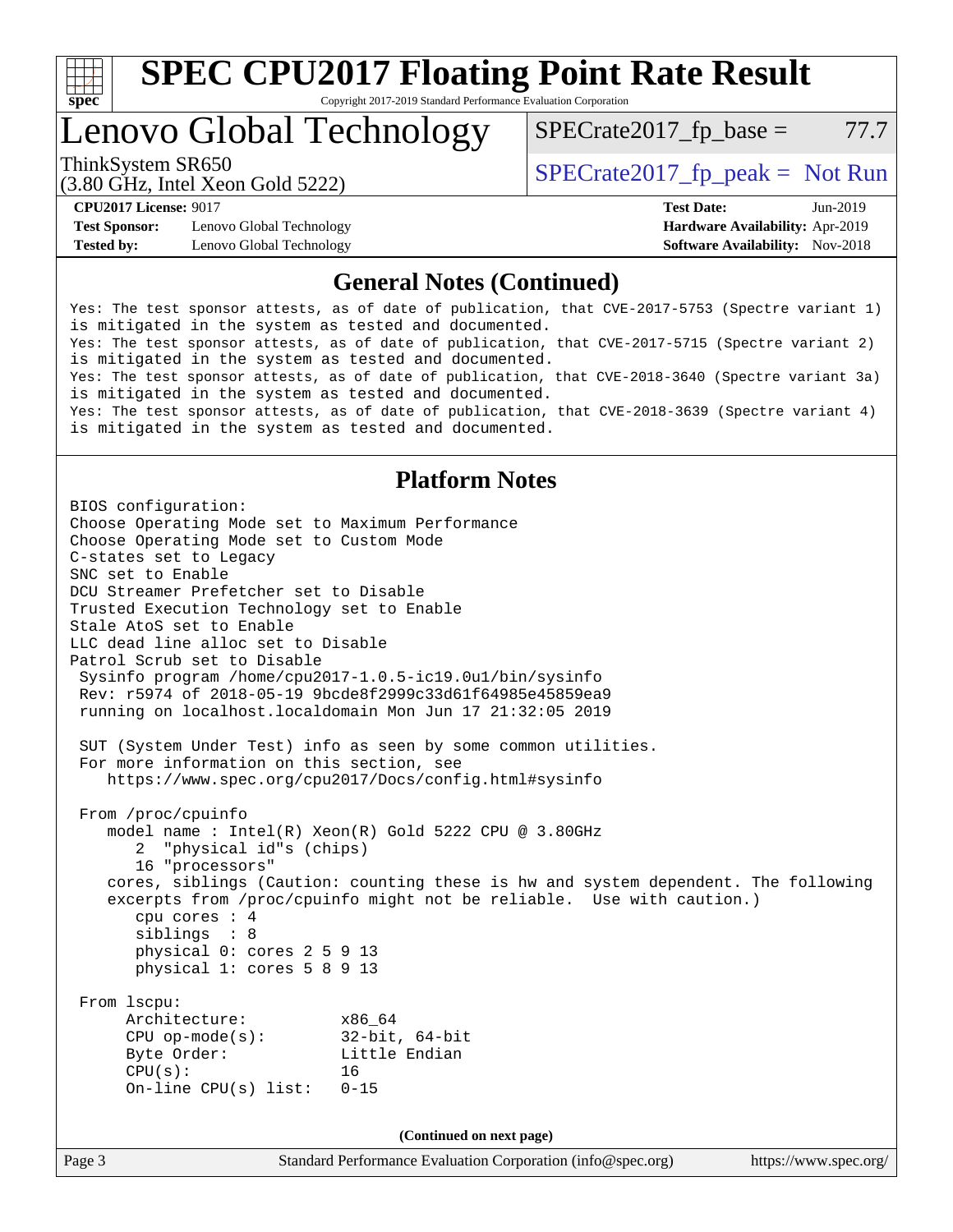# SPEC CPU2017 Floating Point Rate Result

Copyright 2017-2019 Standard Performance Evaluation Corporation

# Lenovo Global Technology

ThinkSystem SR650
(3.80 GHz, Intel Xeon Gold 5222)

SPECrate2017_fp_base = 77.7

SPECrate2017_fp_peak = Not Run

**CPU2017 License:** 9017
**Test Sponsor:** Lenovo Global Technology
**Tested by:** Lenovo Global Technology

**Test Date:** Jun-2019
**Hardware Availability:** Apr-2019
**Software Availability:** Nov-2018

## General Notes (Continued)

```
Yes: The test sponsor attests, as of date of publication, that CVE-2017-5753 (Spectre variant 1)
is mitigated in the system as tested and documented.
Yes: The test sponsor attests, as of date of publication, that CVE-2017-5715 (Spectre variant 2)
is mitigated in the system as tested and documented.
Yes: The test sponsor attests, as of date of publication, that CVE-2018-3640 (Spectre variant 3a)
is mitigated in the system as tested and documented.
Yes: The test sponsor attests, as of date of publication, that CVE-2018-3639 (Spectre variant 4)
is mitigated in the system as tested and documented.
```

## Platform Notes

```
BIOS configuration:
Choose Operating Mode set to Maximum Performance
Choose Operating Mode set to Custom Mode
C-states set to Legacy
SNC set to Enable
DCU Streamer Prefetcher set to Disable
Trusted Execution Technology set to Enable
Stale AtoS set to Enable
LLC dead line alloc set to Disable
Patrol Scrub set to Disable
 Sysinfo program /home/cpu2017-1.0.5-ic19.0u1/bin/sysinfo
 Rev: r5974 of 2018-05-19 9bcde8f2999c33d61f64985e45859ea9
 running on localhost.localdomain Mon Jun 17 21:32:05 2019

 SUT (System Under Test) info as seen by some common utilities.
 For more information on this section, see
    https://www.spec.org/cpu2017/Docs/config.html#sysinfo

 From /proc/cpuinfo
    model name : Intel(R) Xeon(R) Gold 5222 CPU @ 3.80GHz
       2  "physical id"s (chips)
       16 "processors"
    cores, siblings (Caution: counting these is hw and system dependent. The following
    excerpts from /proc/cpuinfo might not be reliable.  Use with caution.)
       cpu cores : 4
       siblings  : 8
       physical 0: cores 2 5 9 13
       physical 1: cores 5 8 9 13

 From lscpu:
      Architecture:          x86_64
      CPU op-mode(s):        32-bit, 64-bit
      Byte Order:            Little Endian
      CPU(s):                16
      On-line CPU(s) list:   0-15
```

**(Continued on next page)**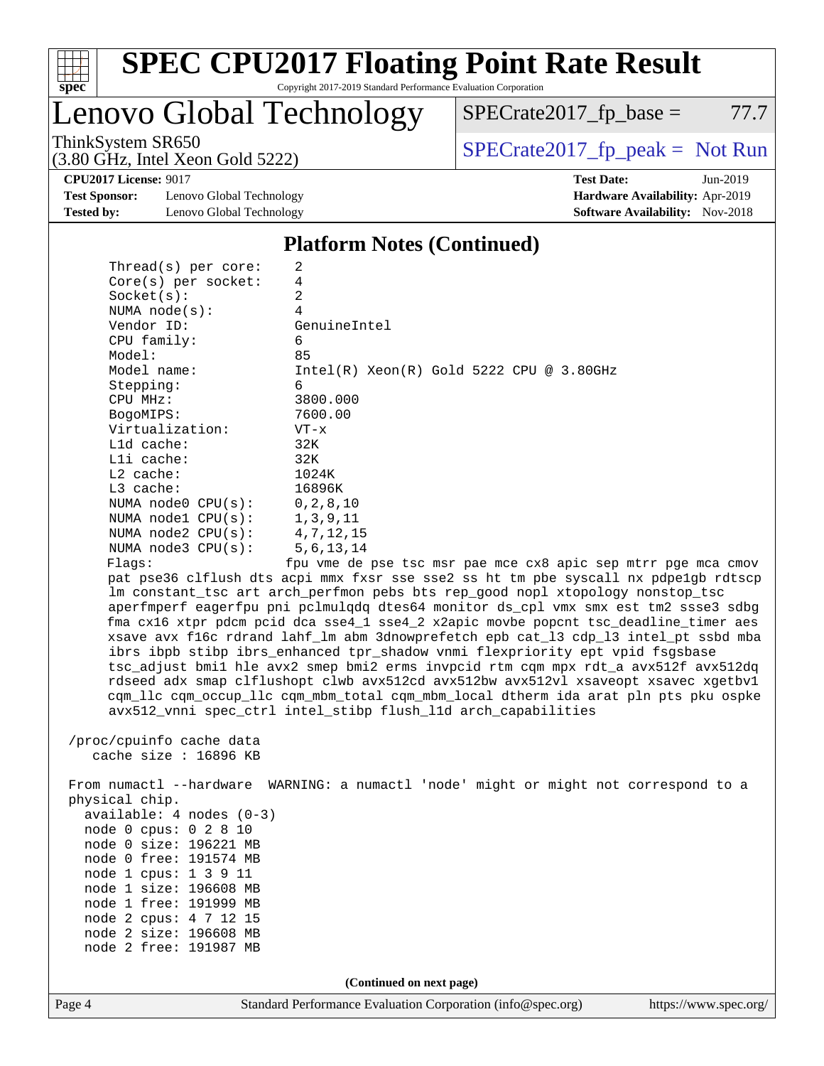# SPEC CPU2017 Floating Point Rate Result

Copyright 2017-2019 Standard Performance Evaluation Corporation

## Lenovo Global Technology

ThinkSystem SR650
(3.80 GHz, Intel Xeon Gold 5222)

SPECrate2017_fp_base = 77.7

SPECrate2017_fp_peak = Not Run

**CPU2017 License:** 9017
**Test Sponsor:** Lenovo Global Technology
**Tested by:** Lenovo Global Technology

**Test Date:** Jun-2019
**Hardware Availability:** Apr-2019
**Software Availability:** Nov-2018

### Platform Notes (Continued)

```
     Thread(s) per core:    2
     Core(s) per socket:    4
     Socket(s):             2
     NUMA node(s):          4
     Vendor ID:             GenuineIntel
     CPU family:            6
     Model:                 85
     Model name:            Intel(R) Xeon(R) Gold 5222 CPU @ 3.80GHz
     Stepping:              6
     CPU MHz:               3800.000
     BogoMIPS:              7600.00
     Virtualization:        VT-x
     L1d cache:             32K
     L1i cache:             32K
     L2 cache:              1024K
     L3 cache:              16896K
     NUMA node0 CPU(s):     0,2,8,10
     NUMA node1 CPU(s):     1,3,9,11
     NUMA node2 CPU(s):     4,7,12,15
     NUMA node3 CPU(s):     5,6,13,14
     Flags:                 fpu vme de pse tsc msr pae mce cx8 apic sep mtrr pge mca cmov
     pat pse36 clflush dts acpi mmx fxsr sse sse2 ss ht tm pbe syscall nx pdpe1gb rdtscp
     lm constant_tsc art arch_perfmon pebs bts rep_good nopl xtopology nonstop_tsc
     aperfmperf eagerfpu pni pclmulqdq dtes64 monitor ds_cpl vmx smx est tm2 ssse3 sdbg
     fma cx16 xtpr pdcm pcid dca sse4_1 sse4_2 x2apic movbe popcnt tsc_deadline_timer aes
     xsave avx f16c rdrand lahf_lm abm 3dnowprefetch epb cat_l3 cdp_l3 intel_pt ssbd mba
     ibrs ibpb stibp ibrs_enhanced tpr_shadow vnmi flexpriority ept vpid fsgsbase
     tsc_adjust bmi1 hle avx2 smep bmi2 erms invpcid rtm cqm mpx rdt_a avx512f avx512dq
     rdseed adx smap clflushopt clwb avx512cd avx512bw avx512vl xsaveopt xsavec xgetbv1
     cqm_llc cqm_occup_llc cqm_mbm_total cqm_mbm_local dtherm ida arat pln pts pku ospke
     avx512_vnni spec_ctrl intel_stibp flush_l1d arch_capabilities

 /proc/cpuinfo cache data
    cache size : 16896 KB

 From numactl --hardware  WARNING: a numactl 'node' might or might not correspond to a
 physical chip.
   available: 4 nodes (0-3)
   node 0 cpus: 0 2 8 10
   node 0 size: 196221 MB
   node 0 free: 191574 MB
   node 1 cpus: 1 3 9 11
   node 1 size: 196608 MB
   node 1 free: 191999 MB
   node 2 cpus: 4 7 12 15
   node 2 size: 196608 MB
   node 2 free: 191987 MB
```

**(Continued on next page)**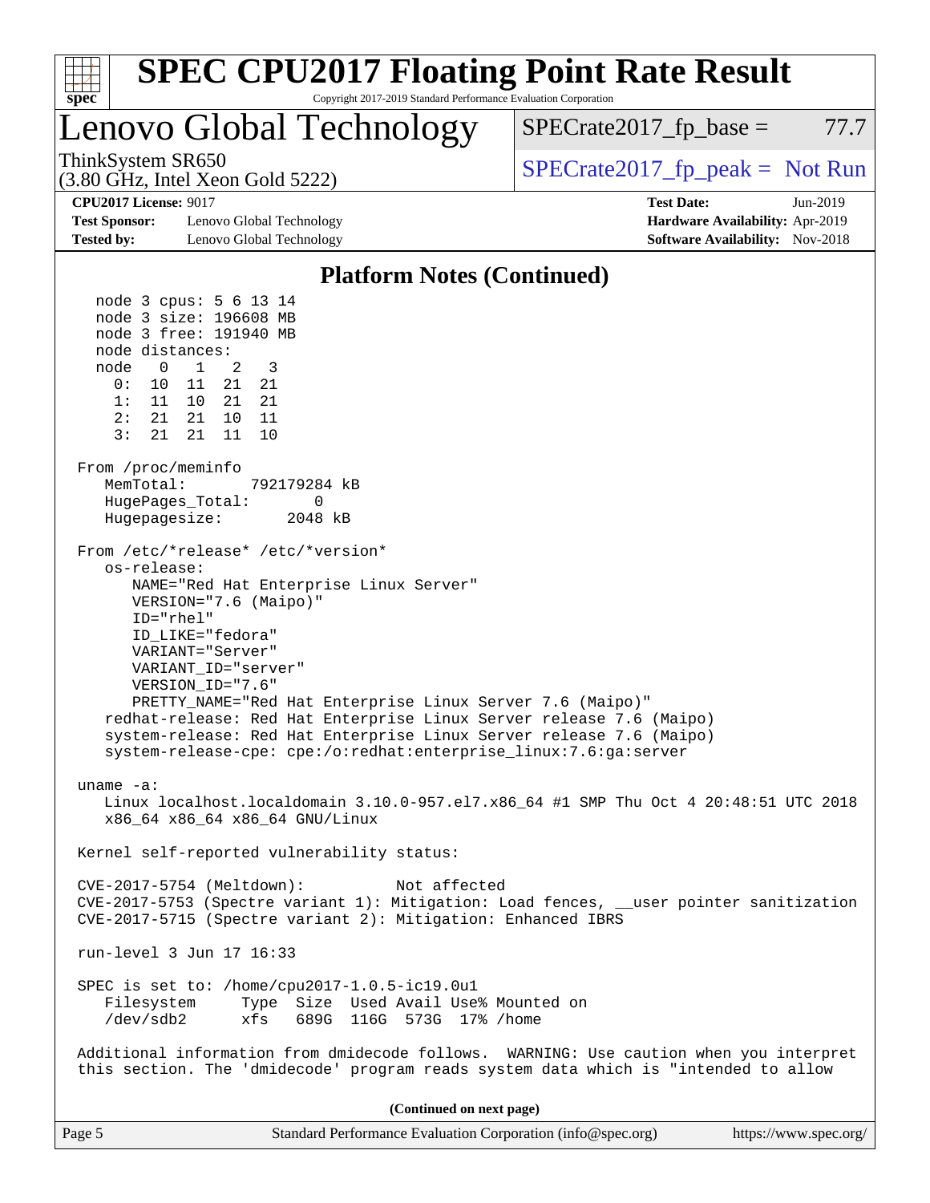## Platform Notes (Continued)

```
  node 3 cpus: 5 6 13 14
  node 3 size: 196608 MB
  node 3 free: 191940 MB
  node distances:
  node   0   1   2   3
    0:  10  11  21  21
    1:  11  10  21  21
    2:  21  21  10  11
    3:  21  21  11  10

From /proc/meminfo
   MemTotal:       792179284 kB
   HugePages_Total:       0
   Hugepagesize:       2048 kB

From /etc/*release* /etc/*version*
   os-release:
      NAME="Red Hat Enterprise Linux Server"
      VERSION="7.6 (Maipo)"
      ID="rhel"
      ID_LIKE="fedora"
      VARIANT="Server"
      VARIANT_ID="server"
      VERSION_ID="7.6"
      PRETTY_NAME="Red Hat Enterprise Linux Server 7.6 (Maipo)"
   redhat-release: Red Hat Enterprise Linux Server release 7.6 (Maipo)
   system-release: Red Hat Enterprise Linux Server release 7.6 (Maipo)
   system-release-cpe: cpe:/o:redhat:enterprise_linux:7.6:ga:server

uname -a:
   Linux localhost.localdomain 3.10.0-957.el7.x86_64 #1 SMP Thu Oct 4 20:48:51 UTC 2018
   x86_64 x86_64 x86_64 GNU/Linux

Kernel self-reported vulnerability status:

CVE-2017-5754 (Meltdown):          Not affected
CVE-2017-5753 (Spectre variant 1): Mitigation: Load fences, __user pointer sanitization
CVE-2017-5715 (Spectre variant 2): Mitigation: Enhanced IBRS

run-level 3 Jun 17 16:33

SPEC is set to: /home/cpu2017-1.0.5-ic19.0u1
   Filesystem     Type  Size  Used Avail Use% Mounted on
   /dev/sdb2      xfs   689G  116G  573G  17% /home

Additional information from dmidecode follows.  WARNING: Use caution when you interpret
this section. The 'dmidecode' program reads system data which is "intended to allow
```

(Continued on next page)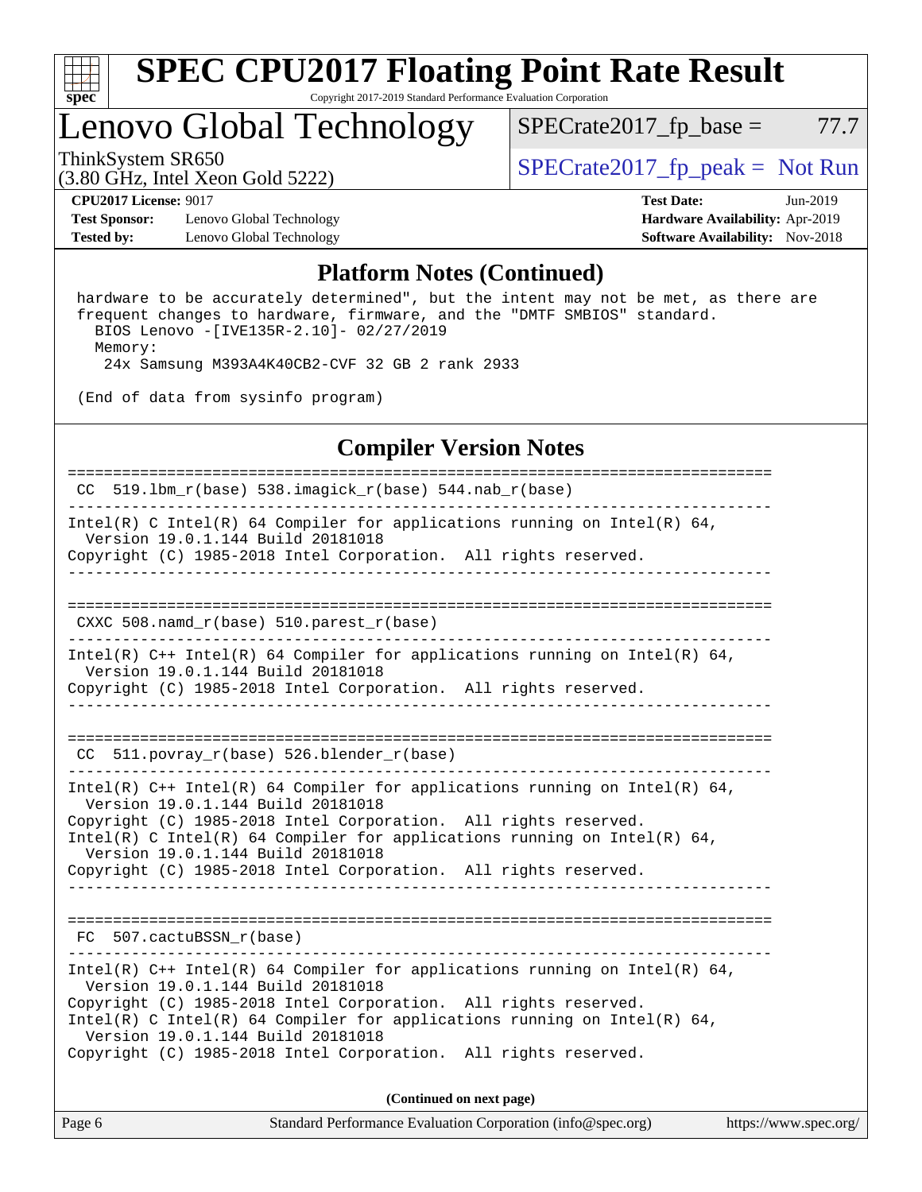## Platform Notes (Continued)

```
 hardware to be accurately determined", but the intent may not be met, as there are
 frequent changes to hardware, firmware, and the "DMTF SMBIOS" standard.
   BIOS Lenovo -[IVE135R-2.10]- 02/27/2019
   Memory:
     24x Samsung M393A4K40CB2-CVF 32 GB 2 rank 2933

 (End of data from sysinfo program)
```

## Compiler Version Notes

```
==============================================================================
 CC  519.lbm_r(base) 538.imagick_r(base) 544.nab_r(base)
------------------------------------------------------------------------------
Intel(R) C Intel(R) 64 Compiler for applications running on Intel(R) 64,
  Version 19.0.1.144 Build 20181018
Copyright (C) 1985-2018 Intel Corporation.  All rights reserved.
------------------------------------------------------------------------------

==============================================================================
 CXXC 508.namd_r(base) 510.parest_r(base)
------------------------------------------------------------------------------
Intel(R) C++ Intel(R) 64 Compiler for applications running on Intel(R) 64,
  Version 19.0.1.144 Build 20181018
Copyright (C) 1985-2018 Intel Corporation.  All rights reserved.
------------------------------------------------------------------------------

==============================================================================
 CC  511.povray_r(base) 526.blender_r(base)
------------------------------------------------------------------------------
Intel(R) C++ Intel(R) 64 Compiler for applications running on Intel(R) 64,
  Version 19.0.1.144 Build 20181018
Copyright (C) 1985-2018 Intel Corporation.  All rights reserved.
Intel(R) C Intel(R) 64 Compiler for applications running on Intel(R) 64,
  Version 19.0.1.144 Build 20181018
Copyright (C) 1985-2018 Intel Corporation.  All rights reserved.
------------------------------------------------------------------------------

==============================================================================
 FC  507.cactuBSSN_r(base)
------------------------------------------------------------------------------
Intel(R) C++ Intel(R) 64 Compiler for applications running on Intel(R) 64,
  Version 19.0.1.144 Build 20181018
Copyright (C) 1985-2018 Intel Corporation.  All rights reserved.
Intel(R) C Intel(R) 64 Compiler for applications running on Intel(R) 64,
  Version 19.0.1.144 Build 20181018
Copyright (C) 1985-2018 Intel Corporation.  All rights reserved.
```

**(Continued on next page)**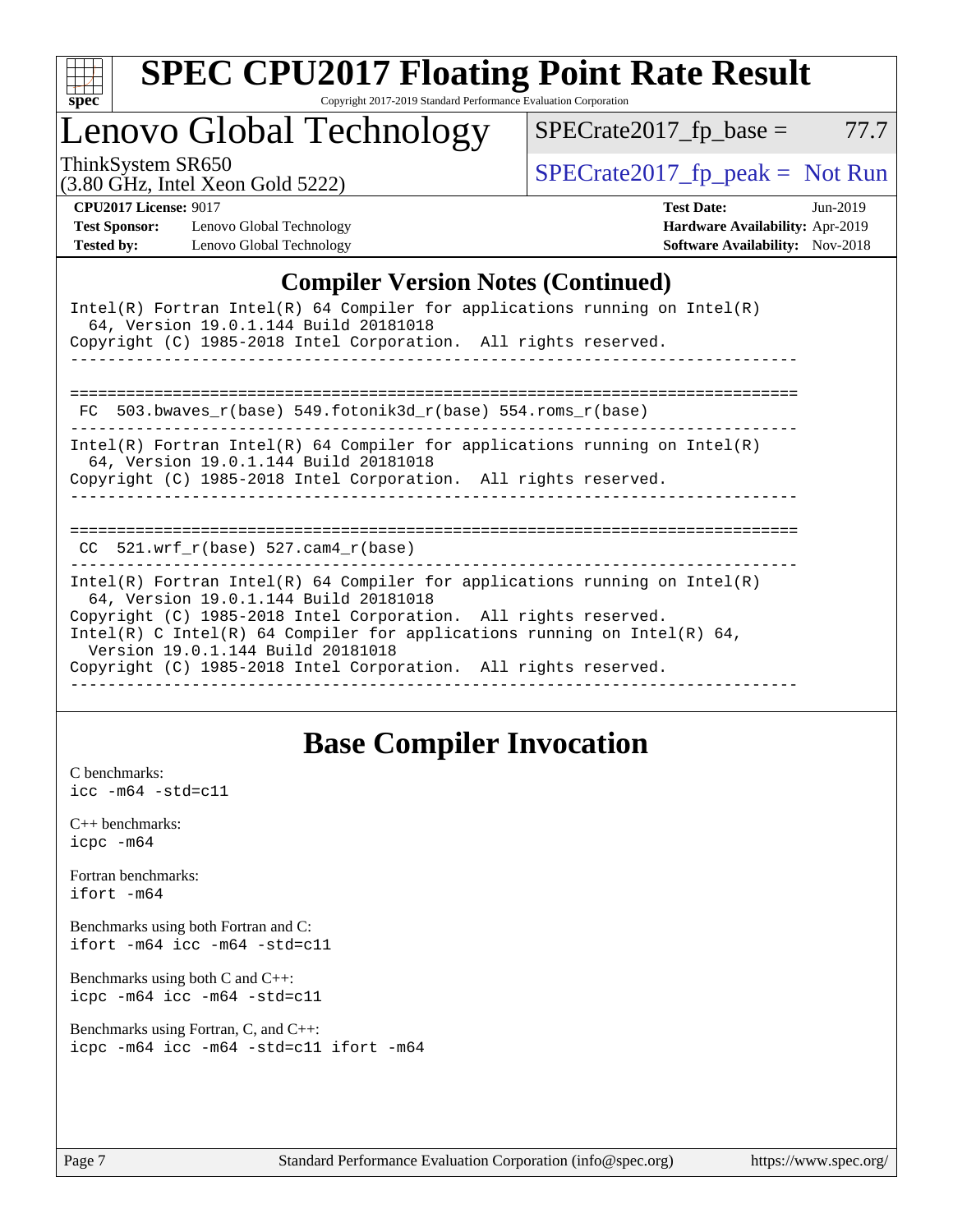# SPEC CPU2017 Floating Point Rate Result

Copyright 2017-2019 Standard Performance Evaluation Corporation

## Lenovo Global Technology

ThinkSystem SR650
(3.80 GHz, Intel Xeon Gold 5222)

SPECrate2017_fp_base = 77.7

SPECrate2017_fp_peak = Not Run

**CPU2017 License:** 9017
**Test Sponsor:** Lenovo Global Technology
**Tested by:** Lenovo Global Technology

**Test Date:** Jun-2019
**Hardware Availability:** Apr-2019
**Software Availability:** Nov-2018

## Compiler Version Notes (Continued)

```
Intel(R) Fortran Intel(R) 64 Compiler for applications running on Intel(R)
  64, Version 19.0.1.144 Build 20181018
Copyright (C) 1985-2018 Intel Corporation.  All rights reserved.
------------------------------------------------------------------------------

==============================================================================
 FC  503.bwaves_r(base) 549.fotonik3d_r(base) 554.roms_r(base)
------------------------------------------------------------------------------
Intel(R) Fortran Intel(R) 64 Compiler for applications running on Intel(R)
  64, Version 19.0.1.144 Build 20181018
Copyright (C) 1985-2018 Intel Corporation.  All rights reserved.
------------------------------------------------------------------------------

==============================================================================
 CC  521.wrf_r(base) 527.cam4_r(base)
------------------------------------------------------------------------------
Intel(R) Fortran Intel(R) 64 Compiler for applications running on Intel(R)
  64, Version 19.0.1.144 Build 20181018
Copyright (C) 1985-2018 Intel Corporation.  All rights reserved.
Intel(R) C Intel(R) 64 Compiler for applications running on Intel(R) 64,
  Version 19.0.1.144 Build 20181018
Copyright (C) 1985-2018 Intel Corporation.  All rights reserved.
------------------------------------------------------------------------------
```

## Base Compiler Invocation

C benchmarks:
`icc -m64 -std=c11`

C++ benchmarks:
`icpc -m64`

Fortran benchmarks:
`ifort -m64`

Benchmarks using both Fortran and C:
`ifort -m64 icc -m64 -std=c11`

Benchmarks using both C and C++:
`icpc -m64 icc -m64 -std=c11`

Benchmarks using Fortran, C, and C++:
`icpc -m64 icc -m64 -std=c11 ifort -m64`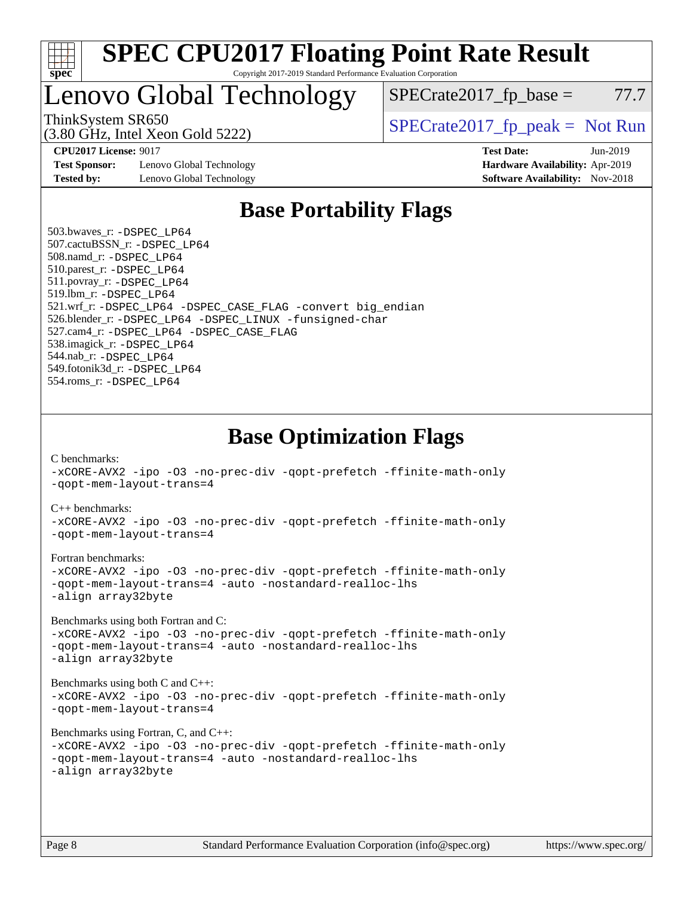# SPEC CPU2017 Floating Point Rate Result

Copyright 2017-2019 Standard Performance Evaluation Corporation

# Lenovo Global Technology

ThinkSystem SR650
(3.80 GHz, Intel Xeon Gold 5222)

SPECrate2017_fp_base = 77.7

SPECrate2017_fp_peak = Not Run

**CPU2017 License:** 9017
**Test Sponsor:** Lenovo Global Technology
**Tested by:** Lenovo Global Technology

**Test Date:** Jun-2019
**Hardware Availability:** Apr-2019
**Software Availability:** Nov-2018

## Base Portability Flags

503.bwaves_r: -DSPEC_LP64
507.cactuBSSN_r: -DSPEC_LP64
508.namd_r: -DSPEC_LP64
510.parest_r: -DSPEC_LP64
511.povray_r: -DSPEC_LP64
519.lbm_r: -DSPEC_LP64
521.wrf_r: -DSPEC_LP64 -DSPEC_CASE_FLAG -convert big_endian
526.blender_r: -DSPEC_LP64 -DSPEC_LINUX -funsigned-char
527.cam4_r: -DSPEC_LP64 -DSPEC_CASE_FLAG
538.imagick_r: -DSPEC_LP64
544.nab_r: -DSPEC_LP64
549.fotonik3d_r: -DSPEC_LP64
554.roms_r: -DSPEC_LP64

## Base Optimization Flags

C benchmarks:
-xCORE-AVX2 -ipo -O3 -no-prec-div -qopt-prefetch -ffinite-math-only
-qopt-mem-layout-trans=4

C++ benchmarks:
-xCORE-AVX2 -ipo -O3 -no-prec-div -qopt-prefetch -ffinite-math-only
-qopt-mem-layout-trans=4

Fortran benchmarks:
-xCORE-AVX2 -ipo -O3 -no-prec-div -qopt-prefetch -ffinite-math-only
-qopt-mem-layout-trans=4 -auto -nostandard-realloc-lhs
-align array32byte

Benchmarks using both Fortran and C:
-xCORE-AVX2 -ipo -O3 -no-prec-div -qopt-prefetch -ffinite-math-only
-qopt-mem-layout-trans=4 -auto -nostandard-realloc-lhs
-align array32byte

Benchmarks using both C and C++:
-xCORE-AVX2 -ipo -O3 -no-prec-div -qopt-prefetch -ffinite-math-only
-qopt-mem-layout-trans=4

Benchmarks using Fortran, C, and C++:
-xCORE-AVX2 -ipo -O3 -no-prec-div -qopt-prefetch -ffinite-math-only
-qopt-mem-layout-trans=4 -auto -nostandard-realloc-lhs
-align array32byte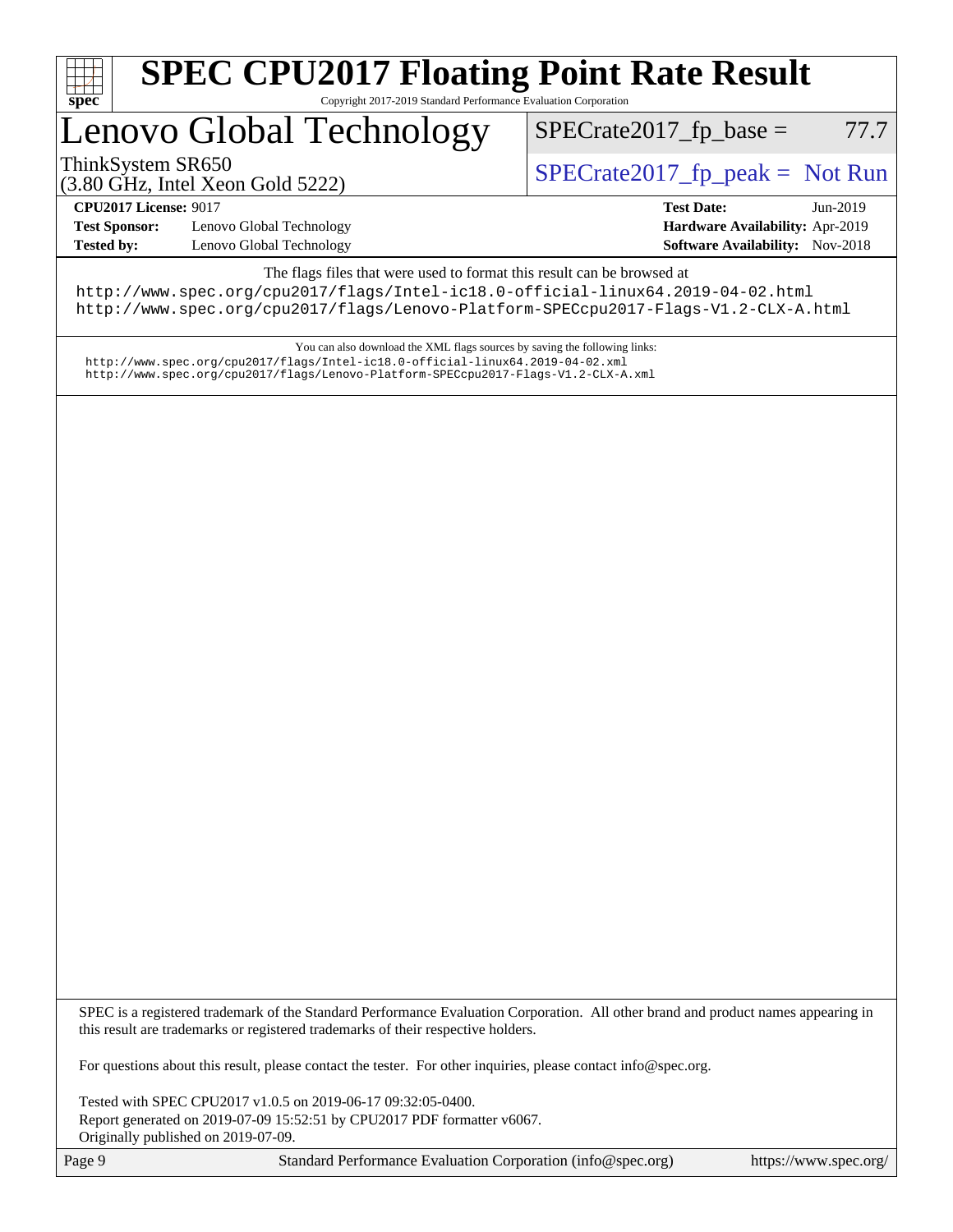# SPEC CPU2017 Floating Point Rate Result

Copyright 2017-2019 Standard Performance Evaluation Corporation

# Lenovo Global Technology

ThinkSystem SR650
(3.80 GHz, Intel Xeon Gold 5222)

SPECrate2017_fp_base = 77.7

SPECrate2017_fp_peak = Not Run

**CPU2017 License:** 9017
**Test Sponsor:** Lenovo Global Technology
**Tested by:** Lenovo Global Technology

**Test Date:** Jun-2019
**Hardware Availability:** Apr-2019
**Software Availability:** Nov-2018

The flags files that were used to format this result can be browsed at

http://www.spec.org/cpu2017/flags/Intel-ic18.0-official-linux64.2019-04-02.html
http://www.spec.org/cpu2017/flags/Lenovo-Platform-SPECcpu2017-Flags-V1.2-CLX-A.html

You can also download the XML flags sources by saving the following links:

http://www.spec.org/cpu2017/flags/Intel-ic18.0-official-linux64.2019-04-02.xml
http://www.spec.org/cpu2017/flags/Lenovo-Platform-SPECcpu2017-Flags-V1.2-CLX-A.xml

SPEC is a registered trademark of the Standard Performance Evaluation Corporation. All other brand and product names appearing in this result are trademarks or registered trademarks of their respective holders.

For questions about this result, please contact the tester. For other inquiries, please contact info@spec.org.

Tested with SPEC CPU2017 v1.0.5 on 2019-06-17 09:32:05-0400.
Report generated on 2019-07-09 15:52:51 by CPU2017 PDF formatter v6067.
Originally published on 2019-07-09.